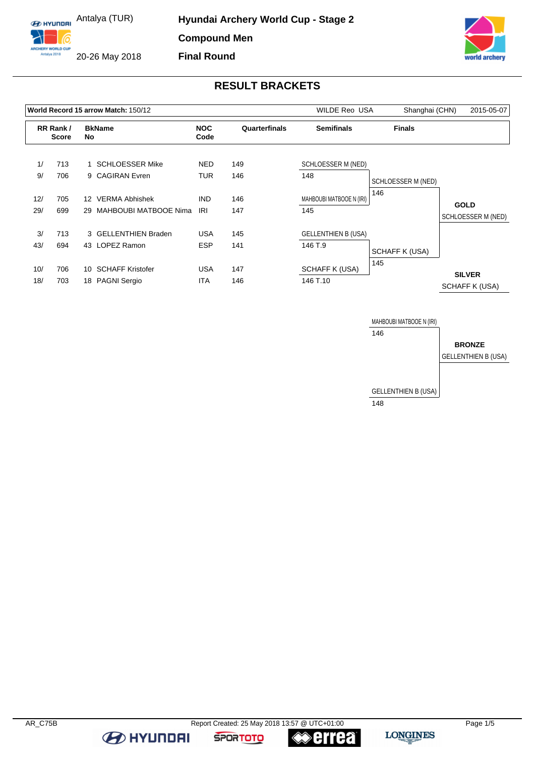Antalya (TUR)

20-26 May 2018

# Hyundai Archery World Cup - Stage 2

## Compound Men

## Final Round

## RESULT BRACKETS

| World Record 15 arrow Match: 150/12 | WILDE Reo USA | Shanghai (CHN) | 2015-05-07 |
|---|---|---|---|

| RR Rank / | Score | BkNo | Name | NOC Code | Quarterfinals | Semifinals | Finals |
|---|---|---|---|---|---|---|---|
| 1/ | 713 | 1 | SCHLOESSER Mike | NED | 149 | SCHLOESSER M (NED) 148 | SCHLOESSER M (NED) 146 |
| 9/ | 706 | 9 | CAGIRAN Evren | TUR | 146 | | |
| 12/ | 705 | 12 | VERMA Abhishek | IND | 146 | MAHBOUBI MATBOOE N (IRI) 145 | |
| 29/ | 699 | 29 | MAHBOUBI MATBOOE Nima | IRI | 147 | | |
| 3/ | 713 | 3 | GELLENTHIEN Braden | USA | 145 | GELLENTHIEN B (USA) 146 T.9 | SCHAFF K (USA) 145 |
| 43/ | 694 | 43 | LOPEZ Ramon | ESP | 141 | | |
| 10/ | 706 | 10 | SCHAFF Kristofer | USA | 147 | SCHAFF K (USA) 146 T.10 | |
| 18/ | 703 | 18 | PAGNI Sergio | ITA | 146 | | |

**GOLD**
SCHLOESSER M (NED)

**SILVER**
SCHAFF K (USA)

Bronze match:

| Bronze Final | Score |
|---|---|
| MAHBOUBI MATBOOE N (IRI) | 146 |
| GELLENTHIEN B (USA) | 148 |

**BRONZE**
GELLENTHIEN B (USA)

AR_C75B Report Created: 25 May 2018 13:57 @ UTC+01:00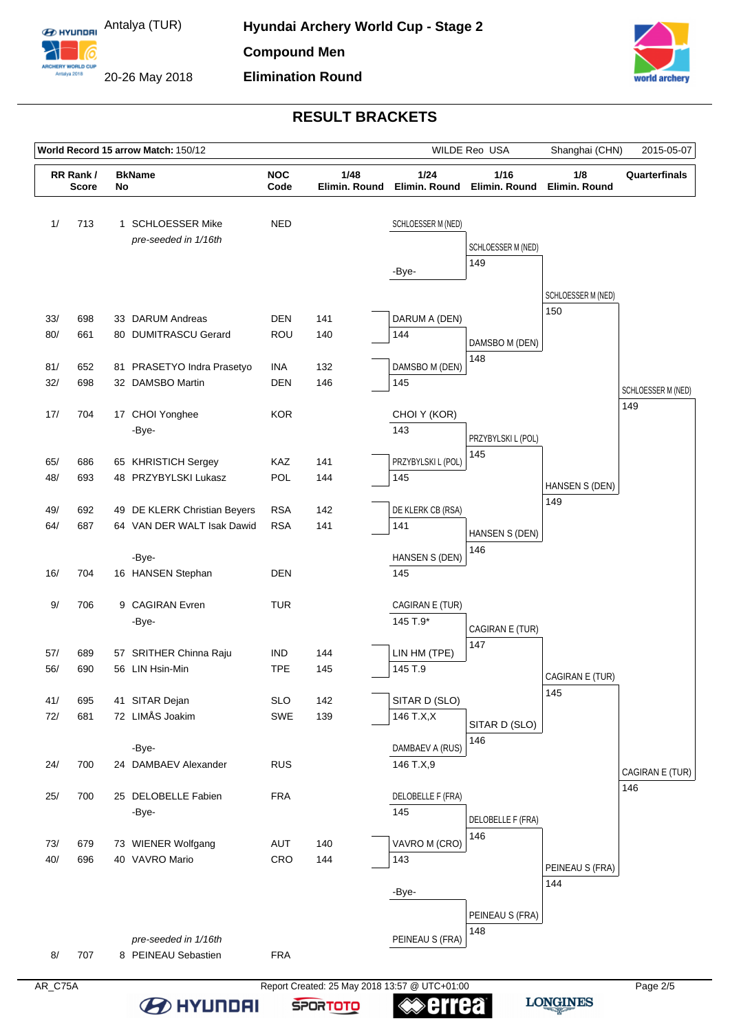# Hyundai Archery World Cup - Stage 2

Antalya (TUR)

20-26 May 2018

## Compound Men

## Elimination Round

## RESULT BRACKETS

**World Record 15 arrow Match:** 150/12 — WILDE Reo USA — Shanghai (CHN) — 2015-05-07

| RR Rank / Score | | BkName No | | NOC Code | 1/48 Elimin. Round | 1/24 Elimin. Round | 1/16 Elimin. Round | 1/8 Elimin. Round | Quarterfinals |
|---|---|---|---|---|---|---|---|---|---|
| 1/ | 713 | 1 | SCHLOESSER Mike | NED | | SCHLOESSER M (NED) | | | |
| | | | *pre-seeded in 1/16th* | | | | SCHLOESSER M (NED) 149 | | |
| | | | | | | -Bye- | | | |
| | | | | | | | | SCHLOESSER M (NED) 150 | |
| 33/ | 698 | 33 | DARUM Andreas | DEN | 141 | DARUM A (DEN) | | | |
| 80/ | 661 | 80 | DUMITRASCU Gerard | ROU | 140 | 144 | | | |
| | | | | | | | DAMSBO M (DEN) 148 | | |
| 81/ | 652 | 81 | PRASETYO Indra Prasetyo | INA | 132 | DAMSBO M (DEN) | | | |
| 32/ | 698 | 32 | DAMSBO Martin | DEN | 146 | 145 | | | |
| | | | | | | | | | SCHLOESSER M (NED) 149 |
| 17/ | 704 | 17 | CHOI Yonghee | KOR | | CHOI Y (KOR) | | | |
| | | | -Bye- | | | 143 | | | |
| | | | | | | | PRZYBYLSKI L (POL) 145 | | |
| 65/ | 686 | 65 | KHRISTICH Sergey | KAZ | 141 | PRZYBYLSKI L (POL) | | | |
| 48/ | 693 | 48 | PRZYBYLSKI Lukasz | POL | 144 | 145 | | | |
| | | | | | | | | HANSEN S (DEN) 149 | |
| 49/ | 692 | 49 | DE KLERK Christian Beyers | RSA | 142 | DE KLERK CB (RSA) | | | |
| 64/ | 687 | 64 | VAN DER WALT Isak Dawid | RSA | 141 | 141 | | | |
| | | | | | | | HANSEN S (DEN) 146 | | |
| | | | -Bye- | | | HANSEN S (DEN) | | | |
| 16/ | 704 | 16 | HANSEN Stephan | DEN | | 145 | | | |
| 9/ | 706 | 9 | CAGIRAN Evren | TUR | | CAGIRAN E (TUR) | | | |
| | | | -Bye- | | | 145 T.9* | | | |
| | | | | | | | CAGIRAN E (TUR) 147 | | |
| 57/ | 689 | 57 | SRITHER Chinna Raju | IND | 144 | LIN HM (TPE) | | | |
| 56/ | 690 | 56 | LIN Hsin-Min | TPE | 145 | 145 T.9 | | | |
| | | | | | | | | CAGIRAN E (TUR) 145 | |
| 41/ | 695 | 41 | SITAR Dejan | SLO | 142 | SITAR D (SLO) | | | |
| 72/ | 681 | 72 | LIMÅS Joakim | SWE | 139 | 146 T.X,X | | | |
| | | | | | | | SITAR D (SLO) 146 | | |
| | | | -Bye- | | | DAMBAEV A (RUS) | | | |
| 24/ | 700 | 24 | DAMBAEV Alexander | RUS | | 146 T.X,9 | | | |
| | | | | | | | | | CAGIRAN E (TUR) 146 |
| 25/ | 700 | 25 | DELOBELLE Fabien | FRA | | DELOBELLE F (FRA) | | | |
| | | | -Bye- | | | 145 | | | |
| | | | | | | | DELOBELLE F (FRA) 146 | | |
| 73/ | 679 | 73 | WIENER Wolfgang | AUT | 140 | VAVRO M (CRO) | | | |
| 40/ | 696 | 40 | VAVRO Mario | CRO | 144 | 143 | | | |
| | | | | | | | | PEINEAU S (FRA) 144 | |
| | | | | | | -Bye- | | | |
| | | | | | | | PEINEAU S (FRA) 148 | | |
| | | | *pre-seeded in 1/16th* | | | PEINEAU S (FRA) | | | |
| 8/ | 707 | 8 | PEINEAU Sebastien | FRA | | | | | |

AR_C75A — Report Created: 25 May 2018 13:57 @ UTC+01:00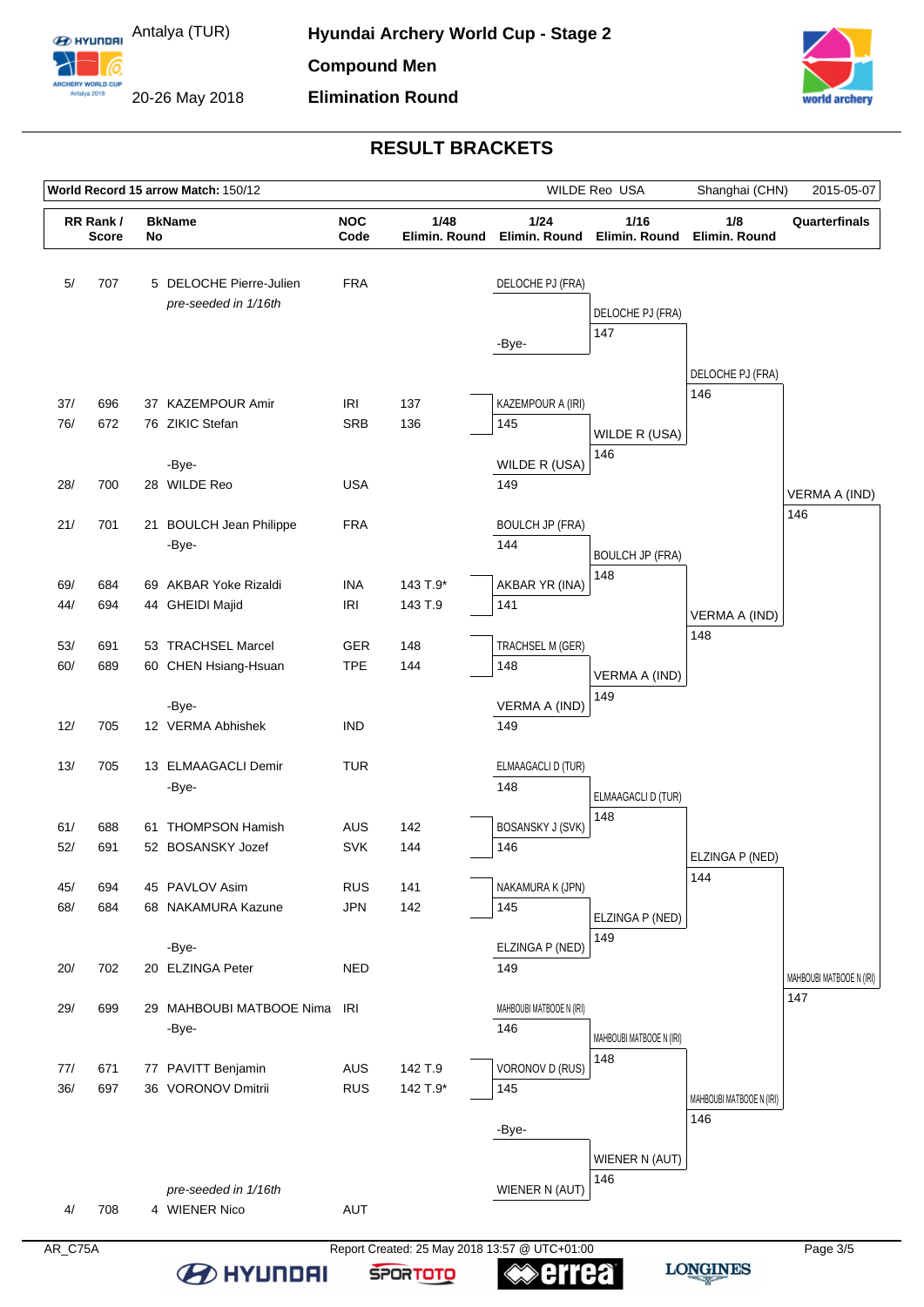# Hyundai Archery World Cup - Stage 2

Antalya (TUR)

20-26 May 2018

**Compound Men**

**Elimination Round**

## RESULT BRACKETS

| **World Record 15 arrow Match:** 150/12 | | | | WILDE Reo USA | | Shanghai (CHN) | 2015-05-07 |
|---|---|---|---|---|---|---|---|

| RR Rank / Score | BkName No | | NOC Code | 1/48 Elimin. Round | 1/24 Elimin. Round | 1/16 Elimin. Round | 1/8 Elimin. Round | Quarterfinals |
|---|---|---|---|---|---|---|---|---|
| 5/ 707 | 5 | DELOCHE Pierre-Julien *pre-seeded in 1/16th* | FRA | | DELOCHE PJ (FRA) | DELOCHE PJ (FRA) 147 | DELOCHE PJ (FRA) 146 | VERMA A (IND) 146 |
| | | | | | -Bye- | | | |
| 37/ 696 | 37 | KAZEMPOUR Amir | IRI | 137 | KAZEMPOUR A (IRI) 145 | WILDE R (USA) 146 | | |
| 76/ 672 | 76 | ZIKIC Stefan | SRB | 136 | | | | |
| | | -Bye- | | | WILDE R (USA) 149 | | | |
| 28/ 700 | 28 | WILDE Reo | USA | | | | | |
| 21/ 701 | 21 | BOULCH Jean Philippe | FRA | | BOULCH JP (FRA) 144 | BOULCH JP (FRA) 148 | VERMA A (IND) 148 | |
| | | -Bye- | | | | | | |
| 69/ 684 | 69 | AKBAR Yoke Rizaldi | INA | 143 T.9* | AKBAR YR (INA) 141 | | | |
| 44/ 694 | 44 | GHEIDI Majid | IRI | 143 T.9 | | | | |
| 53/ 691 | 53 | TRACHSEL Marcel | GER | 148 | TRACHSEL M (GER) 148 | VERMA A (IND) 149 | | |
| 60/ 689 | 60 | CHEN Hsiang-Hsuan | TPE | 144 | | | | |
| | | -Bye- | | | VERMA A (IND) 149 | | | |
| 12/ 705 | 12 | VERMA Abhishek | IND | | | | | |
| 13/ 705 | 13 | ELMAAGACLI Demir | TUR | | ELMAAGACLI D (TUR) 148 | ELMAAGACLI D (TUR) 148 | ELZINGA P (NED) 144 | MAHBOUBI MATBOOE N (IRI) 147 |
| | | -Bye- | | | | | | |
| 61/ 688 | 61 | THOMPSON Hamish | AUS | 142 | BOSANSKY J (SVK) 146 | | | |
| 52/ 691 | 52 | BOSANSKY Jozef | SVK | 144 | | | | |
| 45/ 694 | 45 | PAVLOV Asim | RUS | 141 | NAKAMURA K (JPN) 145 | ELZINGA P (NED) 149 | | |
| 68/ 684 | 68 | NAKAMURA Kazune | JPN | 142 | | | | |
| | | -Bye- | | | ELZINGA P (NED) 149 | | | |
| 20/ 702 | 20 | ELZINGA Peter | NED | | | | | |
| 29/ 699 | 29 | MAHBOUBI MATBOOE Nima | IRI | | MAHBOUBI MATBOOE N (IRI) 146 | MAHBOUBI MATBOOE N (IRI) 148 | MAHBOUBI MATBOOE N (IRI) 146 | |
| | | -Bye- | | | | | | |
| 77/ 671 | 77 | PAVITT Benjamin | AUS | 142 T.9 | VORONOV D (RUS) 145 | | | |
| 36/ 697 | 36 | VORONOV Dmitrii | RUS | 142 T.9* | | | | |
| | | | | | -Bye- | WIENER N (AUT) 146 | | |
| 4/ 708 | 4 | WIENER Nico *pre-seeded in 1/16th* | AUT | | WIENER N (AUT) | | | |

AR_C75A — Report Created: 25 May 2018 13:57 @ UTC+01:00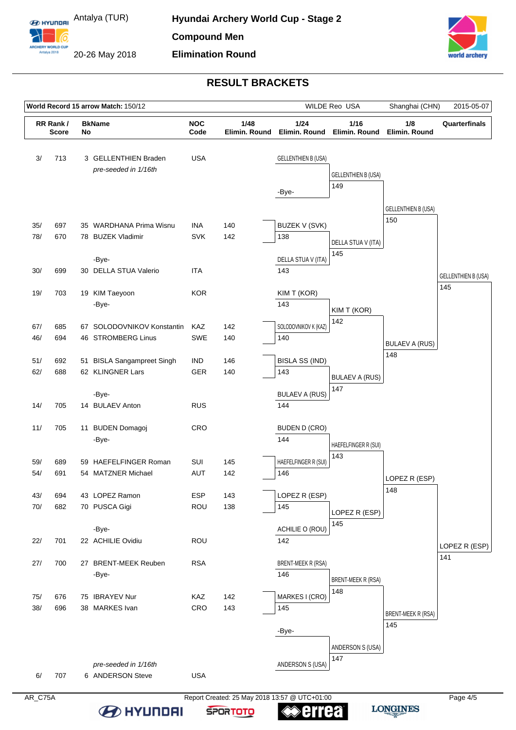# Hyundai Archery World Cup - Stage 2

Antalya (TUR)

20-26 May 2018

**Compound Men**

**Elimination Round**

## RESULT BRACKETS

| World Record 15 arrow Match: 150/12 | WILDE Reo USA | Shanghai (CHN) | 2015-05-07 |
|---|---|---|---|

| RR Rank / Score | | BkName No | | NOC Code | 1/48 Elimin. Round | 1/24 Elimin. Round | 1/16 Elimin. Round | 1/8 Elimin. Round | Quarterfinals |
|---|---|---|---|---|---|---|---|---|---|
| 3/ | 713 | 3 | GELLENTHIEN Braden *pre-seeded in 1/16th* | USA | | GELLENTHIEN B (USA) | GELLENTHIEN B (USA) 149 | GELLENTHIEN B (USA) 150 | GELLENTHIEN B (USA) 145 |
| | | | | | | -Bye- | | | |
| 35/ | 697 | 35 | WARDHANA Prima Wisnu | INA | 140 | BUZEK V (SVK) 138 | DELLA STUA V (ITA) 145 | | |
| 78/ | 670 | 78 | BUZEK Vladimir | SVK | 142 | | | | |
| | | | -Bye- | | | DELLA STUA V (ITA) 143 | | | |
| 30/ | 699 | 30 | DELLA STUA Valerio | ITA | | | | | |
| 19/ | 703 | 19 | KIM Taeyoon | KOR | | KIM T (KOR) 143 | KIM T (KOR) 142 | BULAEV A (RUS) 148 | |
| | | | -Bye- | | | | | | |
| 67/ | 685 | 67 | SOLODOVNIKOV Konstantin | KAZ | 142 | SOLODOVNIKOV K (KAZ) 140 | | | |
| 46/ | 694 | 46 | STROMBERG Linus | SWE | 140 | | | | |
| 51/ | 692 | 51 | BISLA Sangampreet Singh | IND | 146 | BISLA SS (IND) 143 | BULAEV A (RUS) 147 | | |
| 62/ | 688 | 62 | KLINGNER Lars | GER | 140 | | | | |
| | | | -Bye- | | | BULAEV A (RUS) 144 | | | |
| 14/ | 705 | 14 | BULAEV Anton | RUS | | | | | |
| 11/ | 705 | 11 | BUDEN Domagoj | CRO | | BUDEN D (CRO) 144 | HAEFELFINGER R (SUI) 143 | LOPEZ R (ESP) 148 | LOPEZ R (ESP) 141 |
| | | | -Bye- | | | | | | |
| 59/ | 689 | 59 | HAEFELFINGER Roman | SUI | 145 | HAEFELFINGER R (SUI) 146 | | | |
| 54/ | 691 | 54 | MATZNER Michael | AUT | 142 | | | | |
| 43/ | 694 | 43 | LOPEZ Ramon | ESP | 143 | LOPEZ R (ESP) 145 | LOPEZ R (ESP) 145 | | |
| 70/ | 682 | 70 | PUSCA Gigi | ROU | 138 | | | | |
| | | | -Bye- | | | ACHILIE O (ROU) 142 | | | |
| 22/ | 701 | 22 | ACHILIE Ovidiu | ROU | | | | | |
| 27/ | 700 | 27 | BRENT-MEEK Reuben | RSA | | BRENT-MEEK R (RSA) 146 | BRENT-MEEK R (RSA) 148 | BRENT-MEEK R (RSA) 145 | |
| | | | -Bye- | | | | | | |
| 75/ | 676 | 75 | IBRAYEV Nur | KAZ | 142 | MARKES I (CRO) 145 | | | |
| 38/ | 696 | 38 | MARKES Ivan | CRO | 143 | | | | |
| | | | | | | -Bye- | ANDERSON S (USA) 147 | | |
| 6/ | 707 | 6 | ANDERSON Steve *pre-seeded in 1/16th* | USA | | ANDERSON S (USA) | | | |

AR_C75A

Report Created: 25 May 2018 13:57 @ UTC+01:00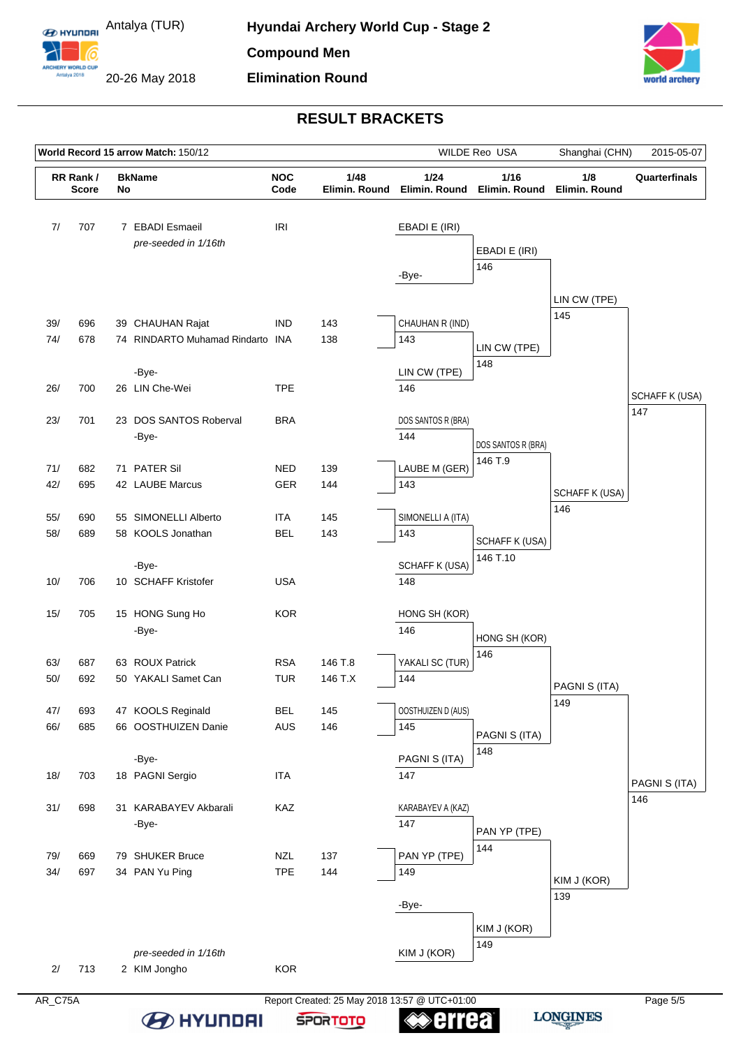# Hyundai Archery World Cup - Stage 2

Antalya (TUR)

20-26 May 2018

**Compound Men**

**Elimination Round**

## RESULT BRACKETS

**World Record 15 arrow Match:** 150/12 — WILDE Reo USA — Shanghai (CHN) — 2015-05-07

| RR Rank / Score | | BkName No | | NOC Code | 1/48 Elimin. Round | 1/24 Elimin. Round | 1/16 Elimin. Round | 1/8 Elimin. Round | Quarterfinals |
|---|---|---|---|---|---|---|---|---|---|
| 7/ | 707 | 7 | EBADI Esmaeil *pre-seeded in 1/16th* | IRI | | EBADI E (IRI) / -Bye- | EBADI E (IRI) 146 | LIN CW (TPE) 145 | SCHAFF K (USA) 147 |
| 39/ | 696 | 39 | CHAUHAN Rajat | IND | 143 | CHAUHAN R (IND) 143 | LIN CW (TPE) 148 | | |
| 74/ | 678 | 74 | RINDARTO Muhamad Rindarto | INA | 138 | | | | |
| | | | -Bye- | | | LIN CW (TPE) 146 | | | |
| 26/ | 700 | 26 | LIN Che-Wei | TPE | | | | | |
| 23/ | 701 | 23 | DOS SANTOS Roberval | BRA | | DOS SANTOS R (BRA) 144 | DOS SANTOS R (BRA) 146 T.9 | SCHAFF K (USA) 146 | |
| | | | -Bye- | | | | | | |
| 71/ | 682 | 71 | PATER Sil | NED | 139 | LAUBE M (GER) 143 | | | |
| 42/ | 695 | 42 | LAUBE Marcus | GER | 144 | | | | |
| 55/ | 690 | 55 | SIMONELLI Alberto | ITA | 145 | SIMONELLI A (ITA) 143 | SCHAFF K (USA) 146 T.10 | | |
| 58/ | 689 | 58 | KOOLS Jonathan | BEL | 143 | | | | |
| | | | -Bye- | | | SCHAFF K (USA) 148 | | | |
| 10/ | 706 | 10 | SCHAFF Kristofer | USA | | | | | |
| 15/ | 705 | 15 | HONG Sung Ho | KOR | | HONG SH (KOR) 146 | HONG SH (KOR) 146 | PAGNI S (ITA) 149 | PAGNI S (ITA) 146 |
| | | | -Bye- | | | | | | |
| 63/ | 687 | 63 | ROUX Patrick | RSA | 146 T.8 | YAKALI SC (TUR) 144 | | | |
| 50/ | 692 | 50 | YAKALI Samet Can | TUR | 146 T.X | | | | |
| 47/ | 693 | 47 | KOOLS Reginald | BEL | 145 | OOSTHUIZEN D (AUS) 145 | PAGNI S (ITA) 148 | | |
| 66/ | 685 | 66 | OOSTHUIZEN Danie | AUS | 146 | | | | |
| | | | -Bye- | | | PAGNI S (ITA) 147 | | | |
| 18/ | 703 | 18 | PAGNI Sergio | ITA | | | | | |
| 31/ | 698 | 31 | KARABAYEV Akbarali | KAZ | | KARABAYEV A (KAZ) 147 | PAN YP (TPE) 144 | KIM J (KOR) 139 | |
| | | | -Bye- | | | | | | |
| 79/ | 669 | 79 | SHUKER Bruce | NZL | 137 | PAN YP (TPE) 149 | | | |
| 34/ | 697 | 34 | PAN Yu Ping | TPE | 144 | | | | |
| | | | *pre-seeded in 1/16th* | | | -Bye- / KIM J (KOR) | KIM J (KOR) 149 | | |
| 2/ | 713 | 2 | KIM Jongho | KOR | | | | | |

AR_C75A — Report Created: 25 May 2018 13:57 @ UTC+01:00